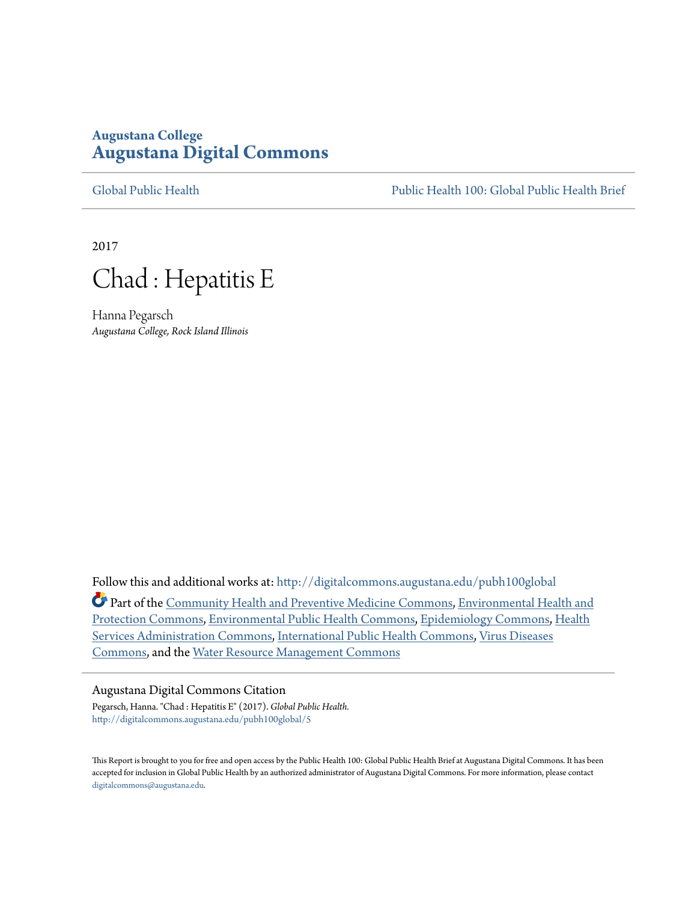Augustana College
# Augustana Digital Commons

Global Public Health | Public Health 100: Global Public Health Brief

2017

# Chad : Hepatitis E

Hanna Pegarsch
*Augustana College, Rock Island Illinois*

Follow this and additional works at: http://digitalcommons.augustana.edu/pubh100global

Part of the Community Health and Preventive Medicine Commons, Environmental Health and Protection Commons, Environmental Public Health Commons, Epidemiology Commons, Health Services Administration Commons, International Public Health Commons, Virus Diseases Commons, and the Water Resource Management Commons

Augustana Digital Commons Citation

Pegarsch, Hanna. "Chad : Hepatitis E" (2017). *Global Public Health.*
http://digitalcommons.augustana.edu/pubh100global/5

This Report is brought to you for free and open access by the Public Health 100: Global Public Health Brief at Augustana Digital Commons. It has been accepted for inclusion in Global Public Health by an authorized administrator of Augustana Digital Commons. For more information, please contact digitalcommons@augustana.edu.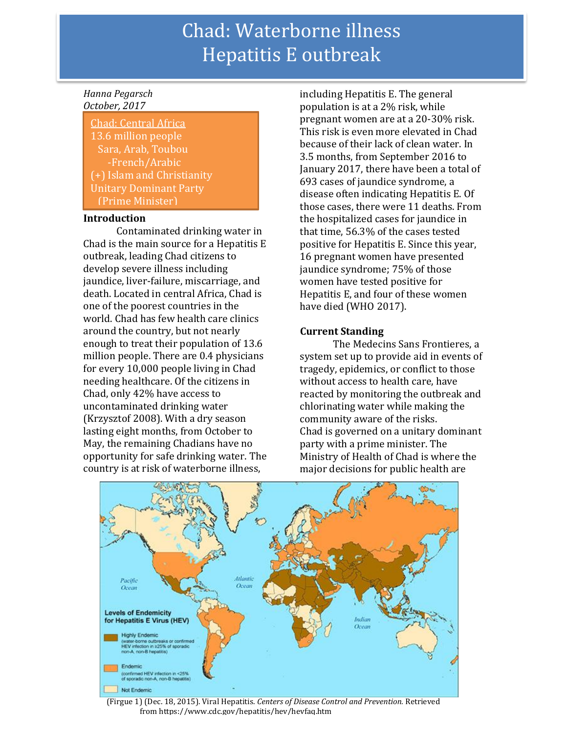# Chad: Waterborne illness
# Hepatitis E outbreak

*Hanna Pegarsch*
*October, 2017*

Chad: Central Africa
13.6 million people
Sara, Arab, Toubou
-French/Arabic
(+) Islam and Christianity
Unitary Dominant Party
(Prime Minister)

**Introduction**

Contaminated drinking water in Chad is the main source for a Hepatitis E outbreak, leading Chad citizens to develop severe illness including jaundice, liver-failure, miscarriage, and death. Located in central Africa, Chad is one of the poorest countries in the world. Chad has few health care clinics around the country, but not nearly enough to treat their population of 13.6 million people. There are 0.4 physicians for every 10,000 people living in Chad needing healthcare. Of the citizens in Chad, only 42% have access to uncontaminated drinking water (Krzysztof 2008). With a dry season lasting eight months, from October to May, the remaining Chadians have no opportunity for safe drinking water. The country is at risk of waterborne illness, including Hepatitis E. The general population is at a 2% risk, while pregnant women are at a 20-30% risk. This risk is even more elevated in Chad because of their lack of clean water. In 3.5 months, from September 2016 to January 2017, there have been a total of 693 cases of jaundice syndrome, a disease often indicating Hepatitis E. Of those cases, there were 11 deaths. From the hospitalized cases for jaundice in that time, 56.3% of the cases tested positive for Hepatitis E. Since this year, 16 pregnant women have presented jaundice syndrome; 75% of those women have tested positive for Hepatitis E, and four of these women have died (WHO 2017).

**Current Standing**

The Medecins Sans Frontieres, a system set up to provide aid in events of tragedy, epidemics, or conflict to those without access to health care, have reacted by monitoring the outbreak and chlorinating water while making the community aware of the risks.
Chad is governed on a unitary dominant party with a prime minister. The Ministry of Health of Chad is where the major decisions for public health are

(Firgue 1) (Dec. 18, 2015). Viral Hepatitis. *Centers of Disease Control and Prevention.* Retrieved from https://www.cdc.gov/hepatitis/hev/hevfaq.htm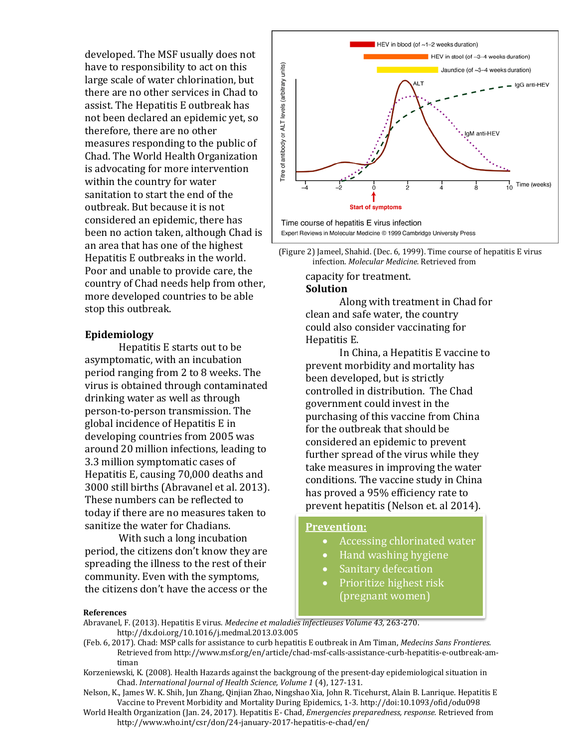developed. The MSF usually does not have to responsibility to act on this large scale of water chlorination, but there are no other services in Chad to assist. The Hepatitis E outbreak has not been declared an epidemic yet, so therefore, there are no other measures responding to the public of Chad. The World Health Organization is advocating for more intervention within the country for water sanitation to start the end of the outbreak. But because it is not considered an epidemic, there has been no action taken, although Chad is an area that has one of the highest Hepatitis E outbreaks in the world. Poor and unable to provide care, the country of Chad needs help from other, more developed countries to be able stop this outbreak.

## Epidemiology

Hepatitis E starts out to be asymptomatic, with an incubation period ranging from 2 to 8 weeks. The virus is obtained through contaminated drinking water as well as through person-to-person transmission. The global incidence of Hepatitis E in developing countries from 2005 was around 20 million infections, leading to 3.3 million symptomatic cases of Hepatitis E, causing 70,000 deaths and 3000 still births (Abravanel et al. 2013). These numbers can be reflected to today if there are no measures taken to sanitize the water for Chadians.

With such a long incubation period, the citizens don't know they are spreading the illness to the rest of their community. Even with the symptoms, the citizens don't have the access or the capacity for treatment.

HEV in blood (of ~1–2 weeks duration)
HEV in stool (of ~3–4 weeks duration)
Jaundice (of ~3–4 weeks duration)
ALT
IgG anti-HEV
IgM anti-HEV
Titre of antibody or ALT levels (arbitrary units)
–4 –2 0 2 4 8 10 Time (weeks)
Start of symptoms
Time course of hepatitis E virus infection
Expert Reviews in Molecular Medicine © 1999 Cambridge University Press

(Figure 2) Jameel, Shahid. (Dec. 6, 1999). Time course of hepatitis E virus infection. *Molecular Medicine.* Retrieved from

## Solution

Along with treatment in Chad for clean and safe water, the country could also consider vaccinating for Hepatitis E.

In China, a Hepatitis E vaccine to prevent morbidity and mortality has been developed, but is strictly controlled in distribution. The Chad government could invest in the purchasing of this vaccine from China for the outbreak that should be considered an epidemic to prevent further spread of the virus while they take measures in improving the water conditions. The vaccine study in China has proved a 95% efficiency rate to prevent hepatitis (Nelson et. al 2014).

**Prevention:**

- Accessing chlorinated water
- Hand washing hygiene
- Sanitary defecation
- Prioritize highest risk (pregnant women)

### References

Abravanel, F. (2013). Hepatitis E virus. *Medecine et maladies infectieuses Volume 43,* 263-270. http://dx.doi.org/10.1016/j.medmal.2013.03.005

(Feb. 6, 2017). Chad: MSP calls for assistance to curb hepatitis E outbreak in Am Timan, *Medecins Sans Frontieres.* Retrieved from http://www.msf.org/en/article/chad-msf-calls-assistance-curb-hepatitis-e-outbreak-am-timan

Korzeniewski, K. (2008). Health Hazards against the backgroung of the present-day epidemiological situation in Chad. *International Journal of Health Science, Volume 1* (4), 127-131.

Nelson, K., James W. K. Shih, Jun Zhang, Qinjian Zhao, Ningshao Xia, John R. Ticehurst, Alain B. Lanrique. Hepatitis E Vaccine to Prevent Morbidity and Mortality During Epidemics, 1-3. http://doi:10.1093/ofid/odu098

World Health Organization (Jan. 24, 2017). Hepatitis E- Chad, *Emergencies preparedness, response.* Retrieved from http://www.who.int/csr/don/24-january-2017-hepatitis-e-chad/en/